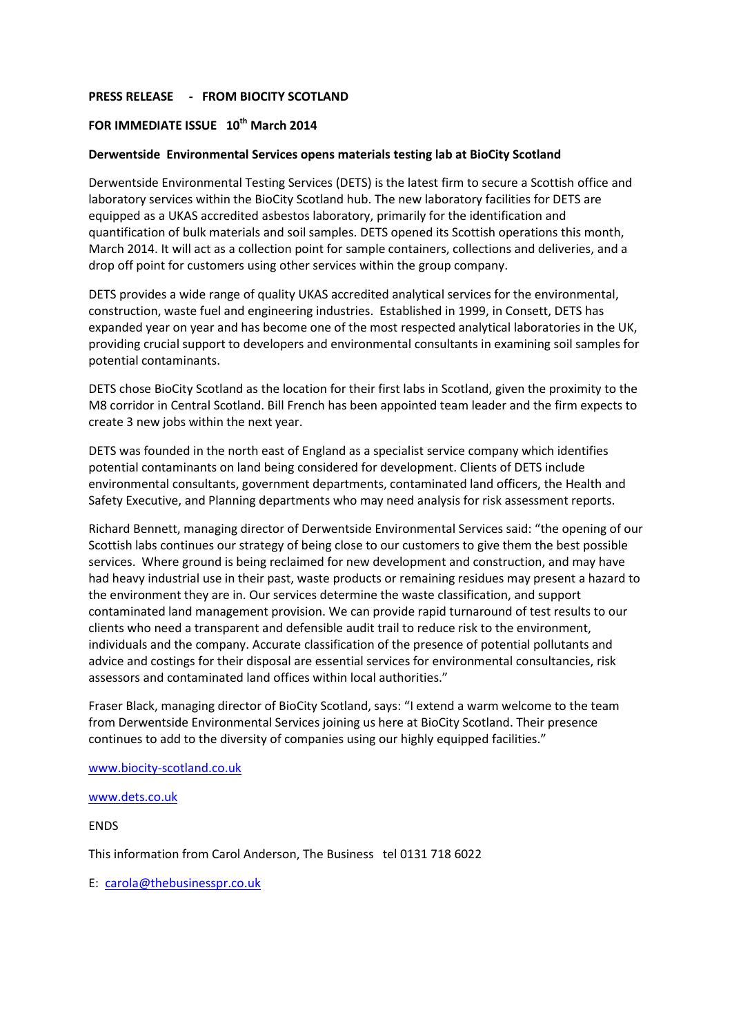**PRESS RELEASE - FROM BIOCITY SCOTLAND**

**FOR IMMEDIATE ISSUE 10th March 2014**

**Derwentside Environmental Services opens materials testing lab at BioCity Scotland**

Derwentside Environmental Testing Services (DETS) is the latest firm to secure a Scottish office and laboratory services within the BioCity Scotland hub. The new laboratory facilities for DETS are equipped as a UKAS accredited asbestos laboratory, primarily for the identification and quantification of bulk materials and soil samples. DETS opened its Scottish operations this month, March 2014. It will act as a collection point for sample containers, collections and deliveries, and a drop off point for customers using other services within the group company.

DETS provides a wide range of quality UKAS accredited analytical services for the environmental, construction, waste fuel and engineering industries. Established in 1999, in Consett, DETS has expanded year on year and has become one of the most respected analytical laboratories in the UK, providing crucial support to developers and environmental consultants in examining soil samples for potential contaminants.

DETS chose BioCity Scotland as the location for their first labs in Scotland, given the proximity to the M8 corridor in Central Scotland. Bill French has been appointed team leader and the firm expects to create 3 new jobs within the next year.

DETS was founded in the north east of England as a specialist service company which identifies potential contaminants on land being considered for development. Clients of DETS include environmental consultants, government departments, contaminated land officers, the Health and Safety Executive, and Planning departments who may need analysis for risk assessment reports.

Richard Bennett, managing director of Derwentside Environmental Services said: "the opening of our Scottish labs continues our strategy of being close to our customers to give them the best possible services. Where ground is being reclaimed for new development and construction, and may have had heavy industrial use in their past, waste products or remaining residues may present a hazard to the environment they are in. Our services determine the waste classification, and support contaminated land management provision. We can provide rapid turnaround of test results to our clients who need a transparent and defensible audit trail to reduce risk to the environment, individuals and the company. Accurate classification of the presence of potential pollutants and advice and costings for their disposal are essential services for environmental consultancies, risk assessors and contaminated land offices within local authorities."

Fraser Black, managing director of BioCity Scotland, says: "I extend a warm welcome to the team from Derwentside Environmental Services joining us here at BioCity Scotland. Their presence continues to add to the diversity of companies using our highly equipped facilities."

www.biocity-scotland.co.uk

www.dets.co.uk

ENDS

This information from Carol Anderson, The Business tel 0131 718 6022

E: carola@thebusinesspr.co.uk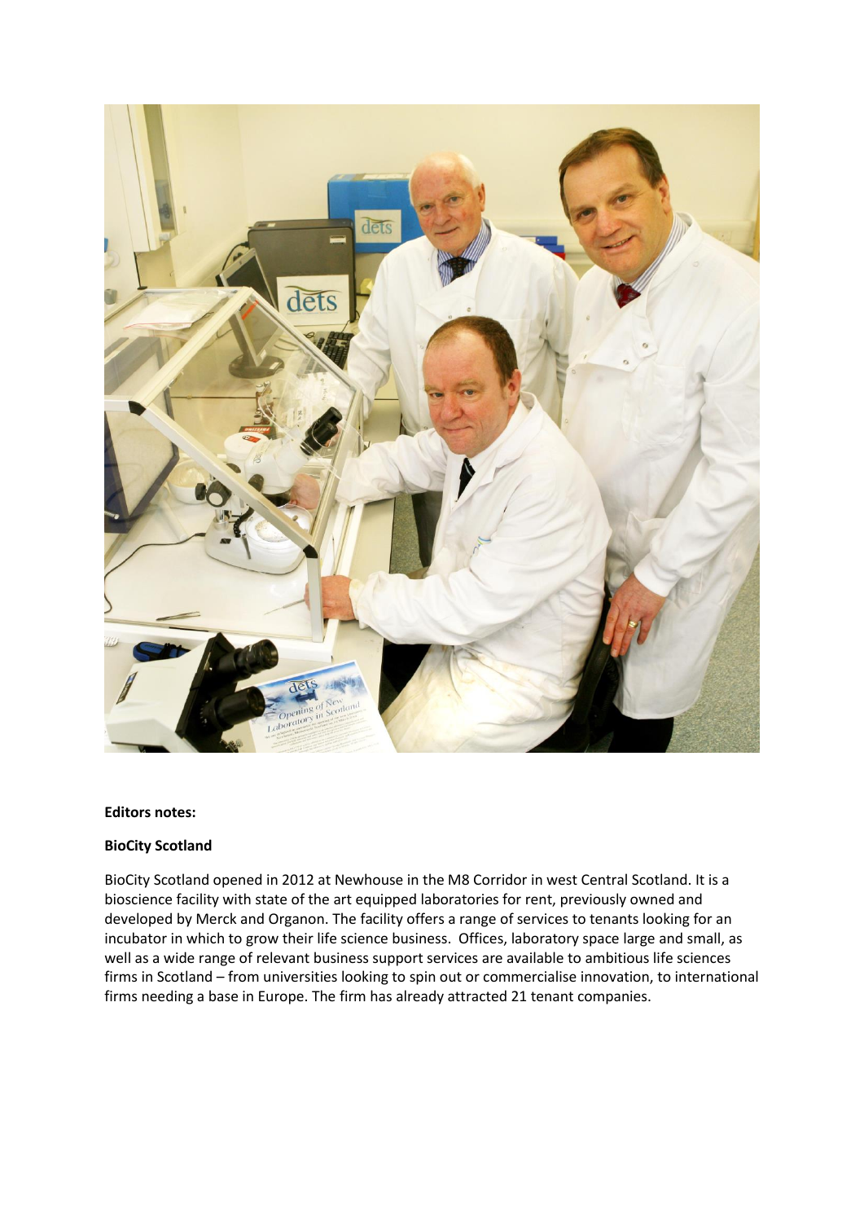**Editors notes:**

**BioCity Scotland**

BioCity Scotland opened in 2012 at Newhouse in the M8 Corridor in west Central Scotland. It is a bioscience facility with state of the art equipped laboratories for rent, previously owned and developed by Merck and Organon. The facility offers a range of services to tenants looking for an incubator in which to grow their life science business. Offices, laboratory space large and small, as well as a wide range of relevant business support services are available to ambitious life sciences firms in Scotland – from universities looking to spin out or commercialise innovation, to international firms needing a base in Europe. The firm has already attracted 21 tenant companies.